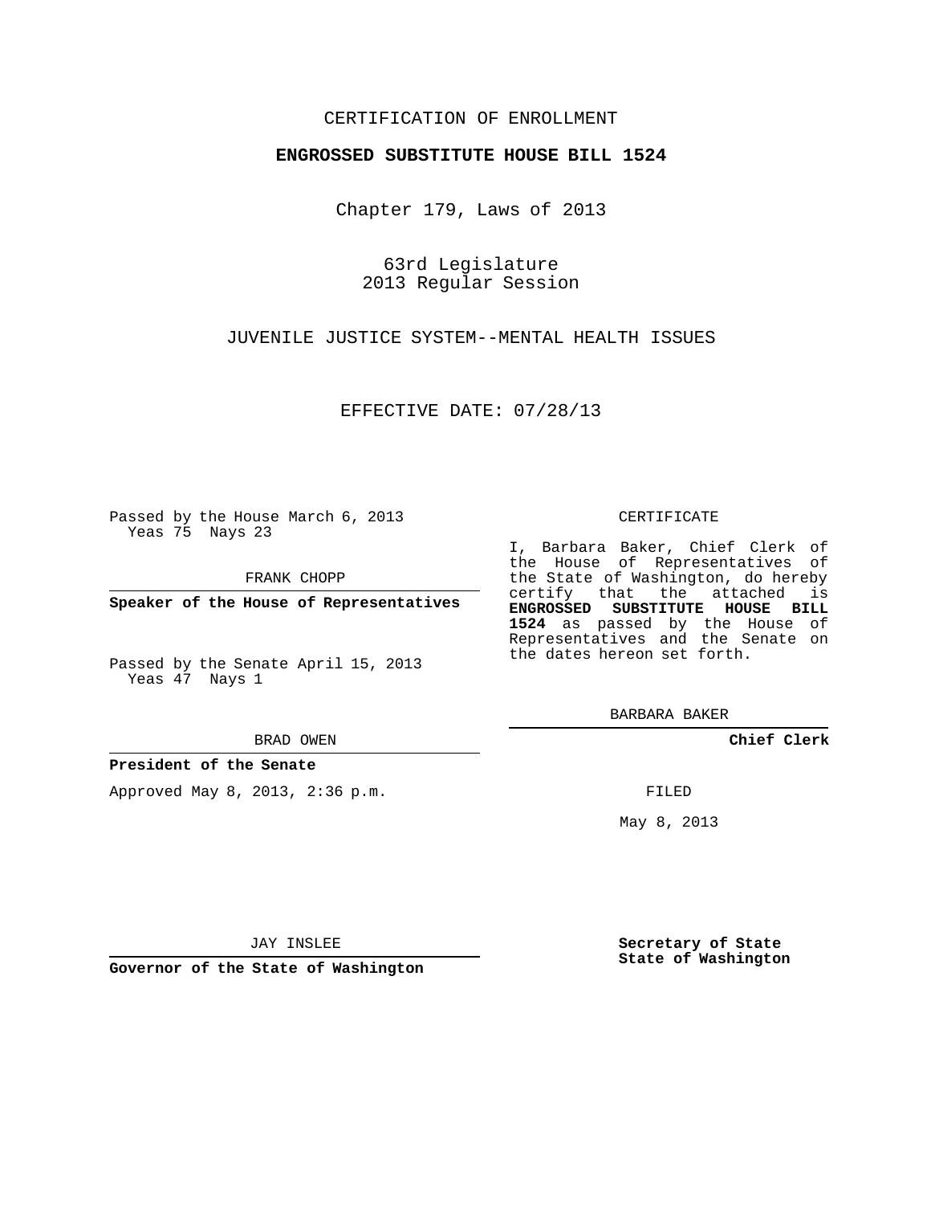CERTIFICATION OF ENROLLMENT

**ENGROSSED SUBSTITUTE HOUSE BILL 1524**

Chapter 179, Laws of 2013

63rd Legislature
2013 Regular Session

JUVENILE JUSTICE SYSTEM--MENTAL HEALTH ISSUES

EFFECTIVE DATE: 07/28/13

Passed by the House March 6, 2013
Yeas 75 Nays 23

FRANK CHOPP

**Speaker of the House of Representatives**

Passed by the Senate April 15, 2013
Yeas 47 Nays 1

BRAD OWEN

**President of the Senate**

Approved May 8, 2013, 2:36 p.m.

JAY INSLEE

**Governor of the State of Washington**

CERTIFICATE

I, Barbara Baker, Chief Clerk of the House of Representatives of the State of Washington, do hereby certify that the attached is **ENGROSSED SUBSTITUTE HOUSE BILL 1524** as passed by the House of Representatives and the Senate on the dates hereon set forth.

BARBARA BAKER

**Chief Clerk**

FILED

May 8, 2013

**Secretary of State**
**State of Washington**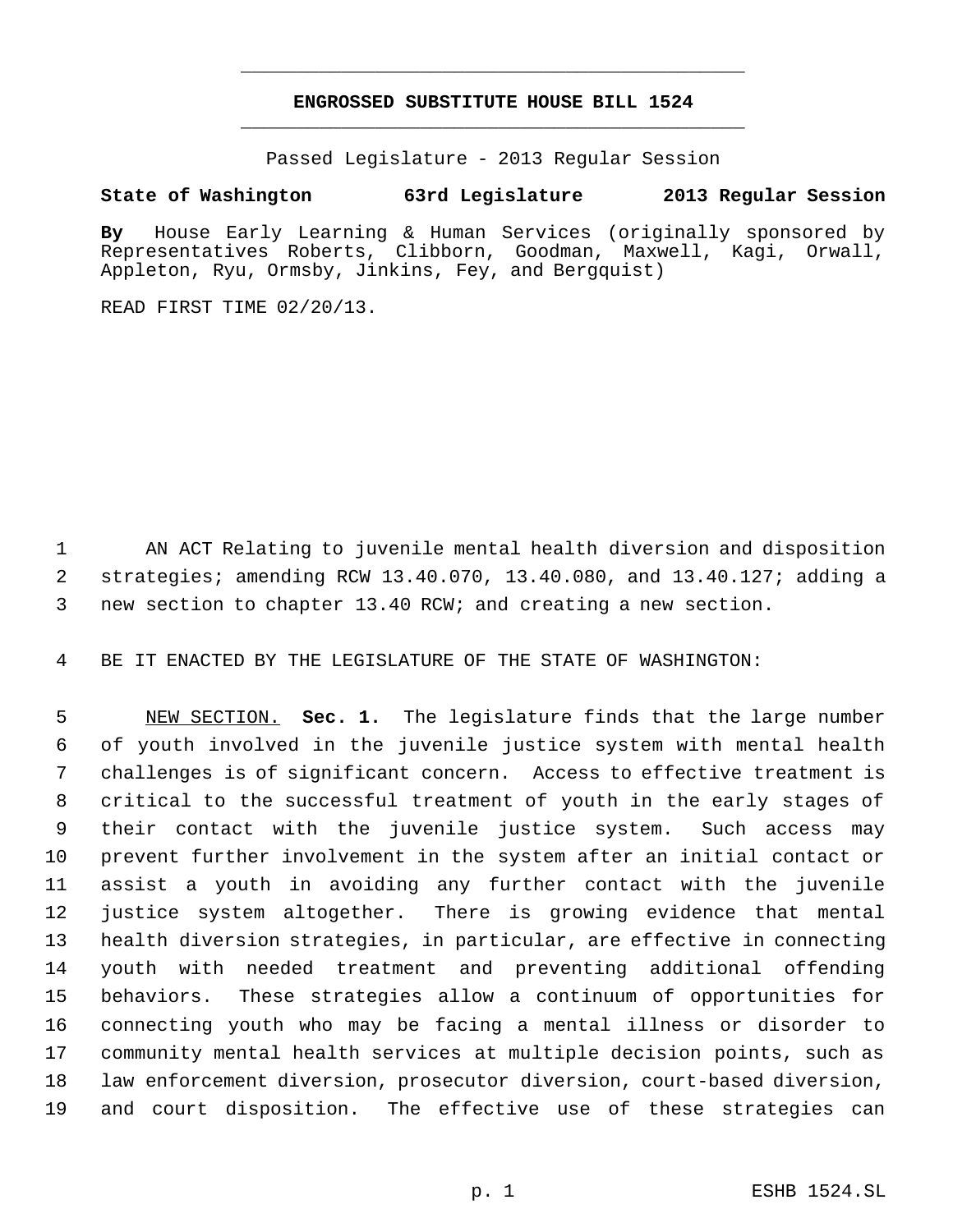# ENGROSSED SUBSTITUTE HOUSE BILL 1524

Passed Legislature - 2013 Regular Session

**State of Washington 63rd Legislature 2013 Regular Session**

**By** House Early Learning & Human Services (originally sponsored by Representatives Roberts, Clibborn, Goodman, Maxwell, Kagi, Orwall, Appleton, Ryu, Ormsby, Jinkins, Fey, and Bergquist)

READ FIRST TIME 02/20/13.

AN ACT Relating to juvenile mental health diversion and disposition strategies; amending RCW 13.40.070, 13.40.080, and 13.40.127; adding a new section to chapter 13.40 RCW; and creating a new section.

BE IT ENACTED BY THE LEGISLATURE OF THE STATE OF WASHINGTON:

NEW SECTION. **Sec. 1.** The legislature finds that the large number of youth involved in the juvenile justice system with mental health challenges is of significant concern. Access to effective treatment is critical to the successful treatment of youth in the early stages of their contact with the juvenile justice system. Such access may prevent further involvement in the system after an initial contact or assist a youth in avoiding any further contact with the juvenile justice system altogether. There is growing evidence that mental health diversion strategies, in particular, are effective in connecting youth with needed treatment and preventing additional offending behaviors. These strategies allow a continuum of opportunities for connecting youth who may be facing a mental illness or disorder to community mental health services at multiple decision points, such as law enforcement diversion, prosecutor diversion, court-based diversion, and court disposition. The effective use of these strategies can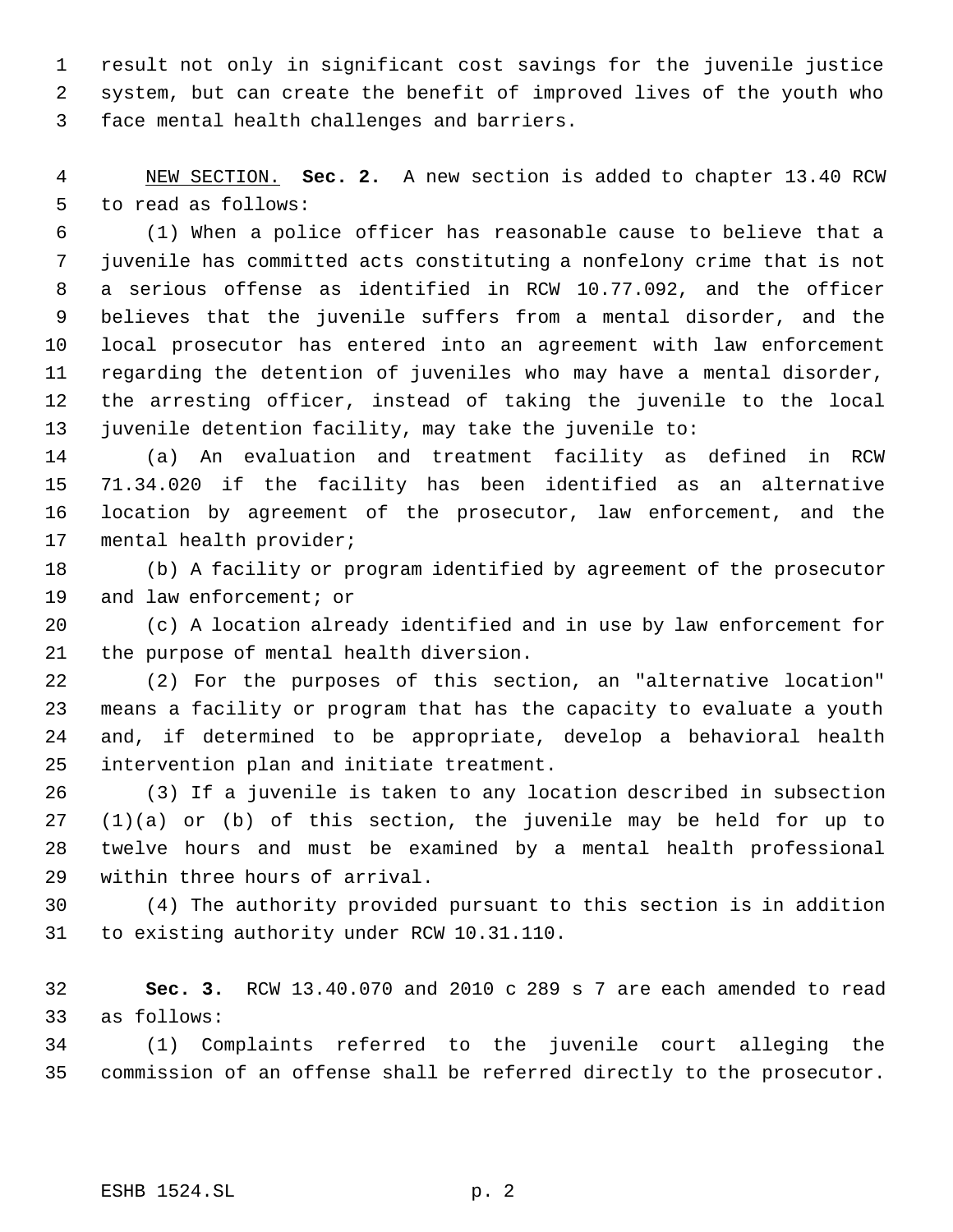result not only in significant cost savings for the juvenile justice system, but can create the benefit of improved lives of the youth who face mental health challenges and barriers.

NEW SECTION. **Sec. 2.** A new section is added to chapter 13.40 RCW to read as follows:

(1) When a police officer has reasonable cause to believe that a juvenile has committed acts constituting a nonfelony crime that is not a serious offense as identified in RCW 10.77.092, and the officer believes that the juvenile suffers from a mental disorder, and the local prosecutor has entered into an agreement with law enforcement regarding the detention of juveniles who may have a mental disorder, the arresting officer, instead of taking the juvenile to the local juvenile detention facility, may take the juvenile to:

(a) An evaluation and treatment facility as defined in RCW 71.34.020 if the facility has been identified as an alternative location by agreement of the prosecutor, law enforcement, and the mental health provider;

(b) A facility or program identified by agreement of the prosecutor and law enforcement; or

(c) A location already identified and in use by law enforcement for the purpose of mental health diversion.

(2) For the purposes of this section, an "alternative location" means a facility or program that has the capacity to evaluate a youth and, if determined to be appropriate, develop a behavioral health intervention plan and initiate treatment.

(3) If a juvenile is taken to any location described in subsection (1)(a) or (b) of this section, the juvenile may be held for up to twelve hours and must be examined by a mental health professional within three hours of arrival.

(4) The authority provided pursuant to this section is in addition to existing authority under RCW 10.31.110.

**Sec. 3.** RCW 13.40.070 and 2010 c 289 s 7 are each amended to read as follows:

(1) Complaints referred to the juvenile court alleging the commission of an offense shall be referred directly to the prosecutor.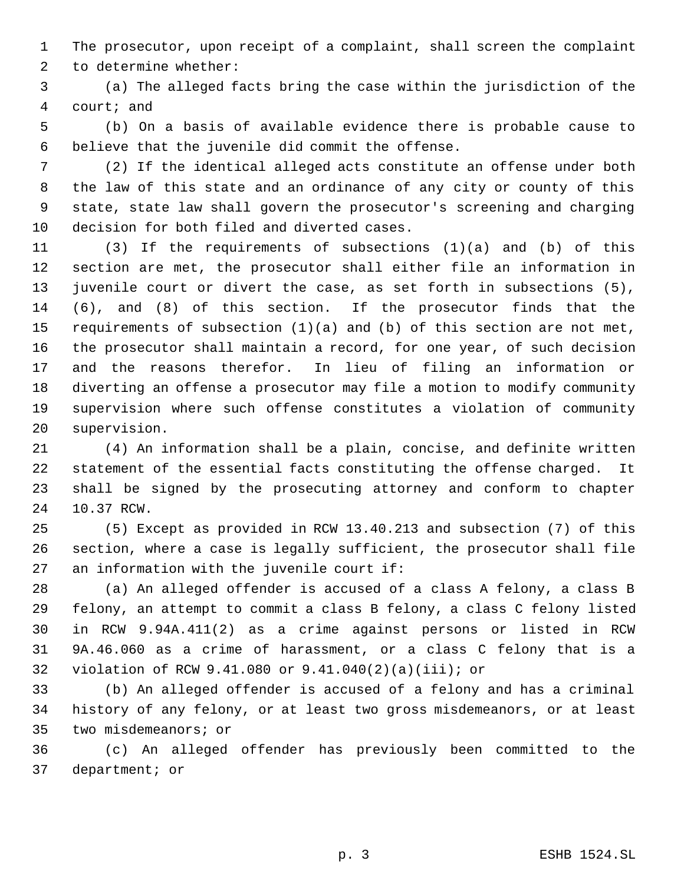The prosecutor, upon receipt of a complaint, shall screen the complaint to determine whether:

(a) The alleged facts bring the case within the jurisdiction of the court; and

(b) On a basis of available evidence there is probable cause to believe that the juvenile did commit the offense.

(2) If the identical alleged acts constitute an offense under both the law of this state and an ordinance of any city or county of this state, state law shall govern the prosecutor's screening and charging decision for both filed and diverted cases.

(3) If the requirements of subsections (1)(a) and (b) of this section are met, the prosecutor shall either file an information in juvenile court or divert the case, as set forth in subsections (5), (6), and (8) of this section. If the prosecutor finds that the requirements of subsection (1)(a) and (b) of this section are not met, the prosecutor shall maintain a record, for one year, of such decision and the reasons therefor. In lieu of filing an information or diverting an offense a prosecutor may file a motion to modify community supervision where such offense constitutes a violation of community supervision.

(4) An information shall be a plain, concise, and definite written statement of the essential facts constituting the offense charged. It shall be signed by the prosecuting attorney and conform to chapter 10.37 RCW.

(5) Except as provided in RCW 13.40.213 and subsection (7) of this section, where a case is legally sufficient, the prosecutor shall file an information with the juvenile court if:

(a) An alleged offender is accused of a class A felony, a class B felony, an attempt to commit a class B felony, a class C felony listed in RCW 9.94A.411(2) as a crime against persons or listed in RCW 9A.46.060 as a crime of harassment, or a class C felony that is a violation of RCW 9.41.080 or 9.41.040(2)(a)(iii); or

(b) An alleged offender is accused of a felony and has a criminal history of any felony, or at least two gross misdemeanors, or at least two misdemeanors; or

(c) An alleged offender has previously been committed to the department; or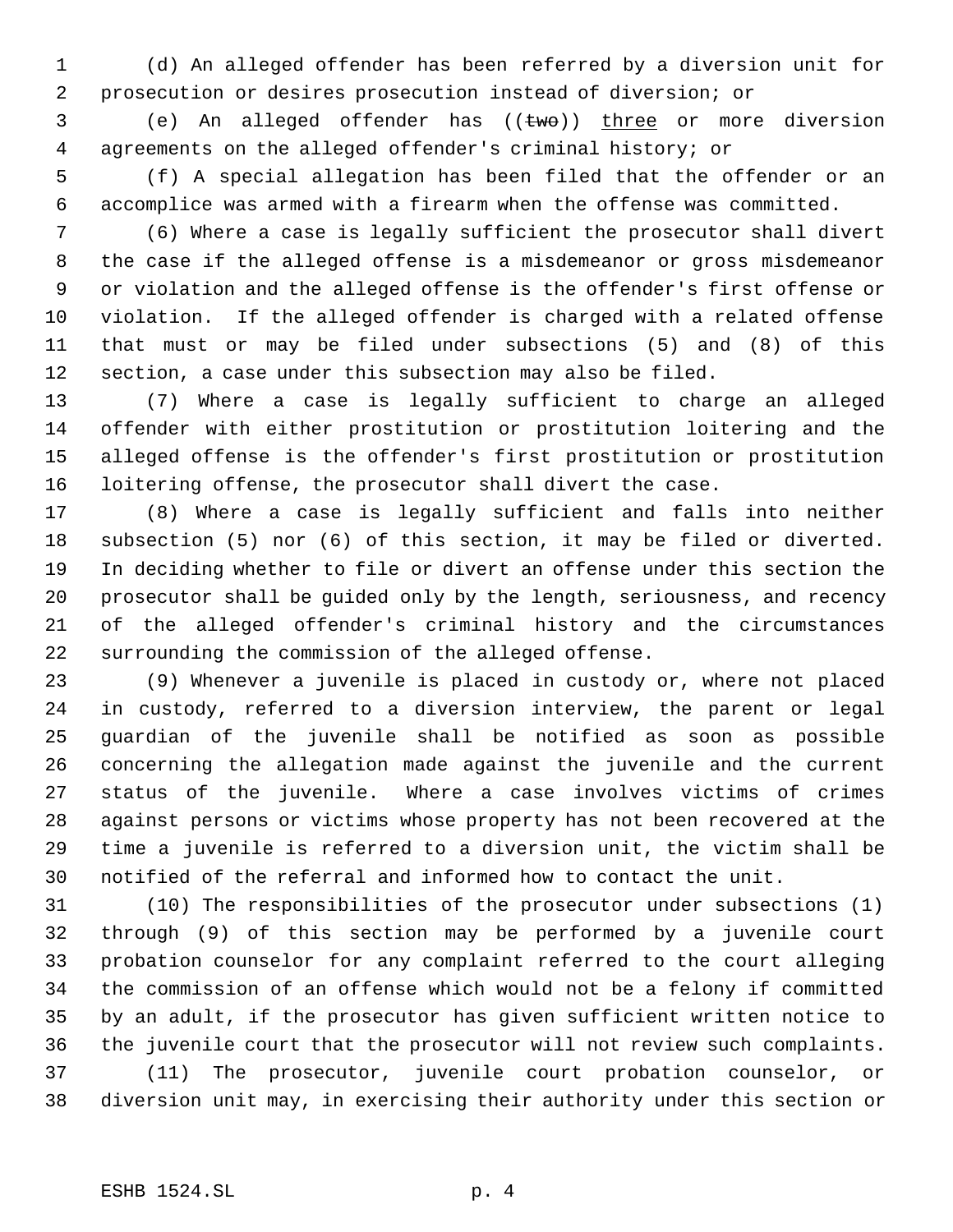(d) An alleged offender has been referred by a diversion unit for prosecution or desires prosecution instead of diversion; or

(e) An alleged offender has ((~~two~~)) <u>three</u> or more diversion agreements on the alleged offender's criminal history; or

(f) A special allegation has been filed that the offender or an accomplice was armed with a firearm when the offense was committed.

(6) Where a case is legally sufficient the prosecutor shall divert the case if the alleged offense is a misdemeanor or gross misdemeanor or violation and the alleged offense is the offender's first offense or violation. If the alleged offender is charged with a related offense that must or may be filed under subsections (5) and (8) of this section, a case under this subsection may also be filed.

(7) Where a case is legally sufficient to charge an alleged offender with either prostitution or prostitution loitering and the alleged offense is the offender's first prostitution or prostitution loitering offense, the prosecutor shall divert the case.

(8) Where a case is legally sufficient and falls into neither subsection (5) nor (6) of this section, it may be filed or diverted. In deciding whether to file or divert an offense under this section the prosecutor shall be guided only by the length, seriousness, and recency of the alleged offender's criminal history and the circumstances surrounding the commission of the alleged offense.

(9) Whenever a juvenile is placed in custody or, where not placed in custody, referred to a diversion interview, the parent or legal guardian of the juvenile shall be notified as soon as possible concerning the allegation made against the juvenile and the current status of the juvenile. Where a case involves victims of crimes against persons or victims whose property has not been recovered at the time a juvenile is referred to a diversion unit, the victim shall be notified of the referral and informed how to contact the unit.

(10) The responsibilities of the prosecutor under subsections (1) through (9) of this section may be performed by a juvenile court probation counselor for any complaint referred to the court alleging the commission of an offense which would not be a felony if committed by an adult, if the prosecutor has given sufficient written notice to the juvenile court that the prosecutor will not review such complaints.

(11) The prosecutor, juvenile court probation counselor, or diversion unit may, in exercising their authority under this section or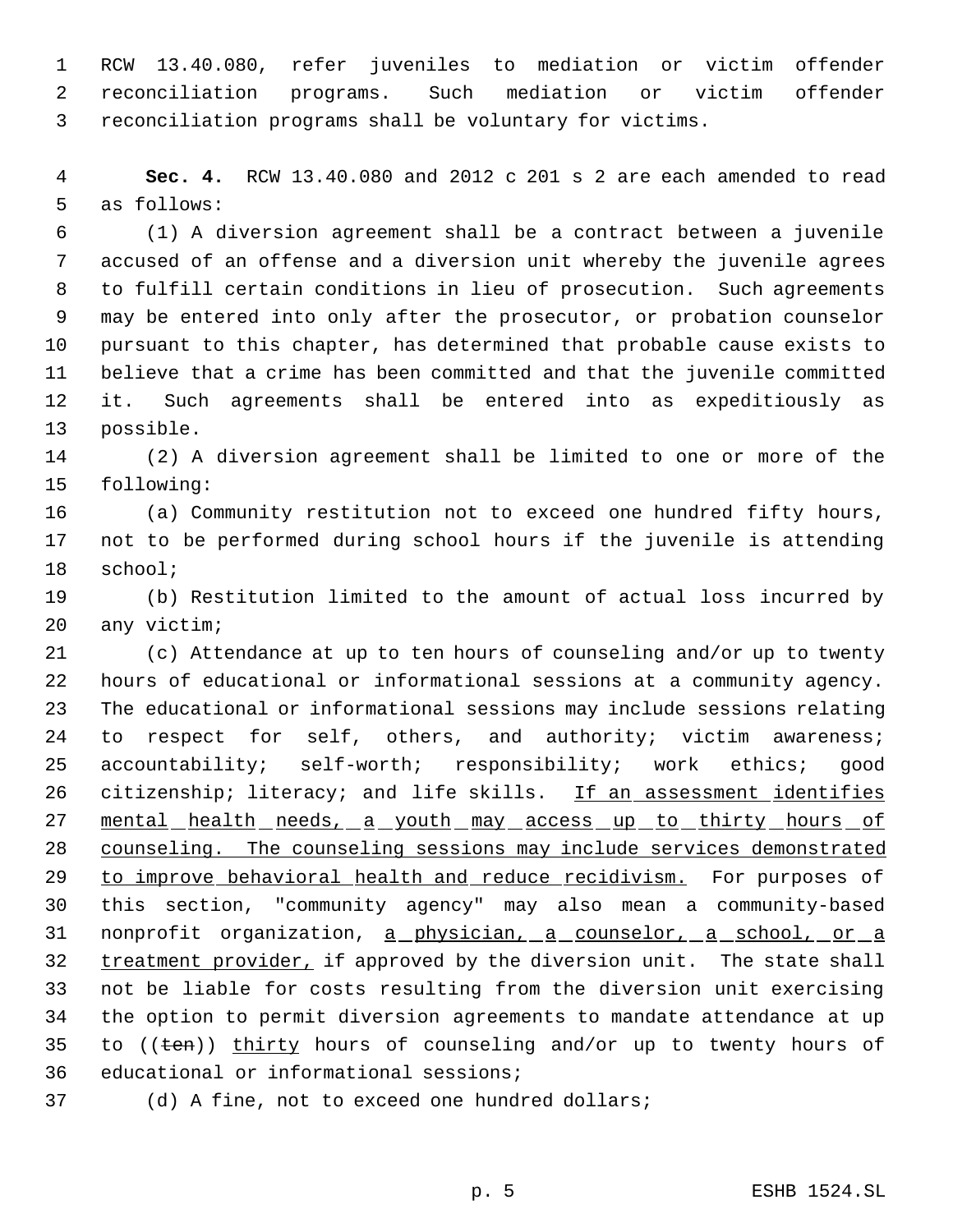RCW 13.40.080, refer juveniles to mediation or victim offender reconciliation programs. Such mediation or victim offender reconciliation programs shall be voluntary for victims.

**Sec. 4.** RCW 13.40.080 and 2012 c 201 s 2 are each amended to read as follows:

(1) A diversion agreement shall be a contract between a juvenile accused of an offense and a diversion unit whereby the juvenile agrees to fulfill certain conditions in lieu of prosecution. Such agreements may be entered into only after the prosecutor, or probation counselor pursuant to this chapter, has determined that probable cause exists to believe that a crime has been committed and that the juvenile committed it. Such agreements shall be entered into as expeditiously as possible.

(2) A diversion agreement shall be limited to one or more of the following:

(a) Community restitution not to exceed one hundred fifty hours, not to be performed during school hours if the juvenile is attending school;

(b) Restitution limited to the amount of actual loss incurred by any victim;

(c) Attendance at up to ten hours of counseling and/or up to twenty hours of educational or informational sessions at a community agency. The educational or informational sessions may include sessions relating to respect for self, others, and authority; victim awareness; accountability; self-worth; responsibility; work ethics; good citizenship; literacy; and life skills. If an assessment identifies mental health needs, a youth may access up to thirty hours of counseling. The counseling sessions may include services demonstrated to improve behavioral health and reduce recidivism. For purposes of this section, "community agency" may also mean a community-based nonprofit organization, a physician, a counselor, a school, or a treatment provider, if approved by the diversion unit. The state shall not be liable for costs resulting from the diversion unit exercising the option to permit diversion agreements to mandate attendance at up to ((~~ten~~)) thirty hours of counseling and/or up to twenty hours of educational or informational sessions;

(d) A fine, not to exceed one hundred dollars;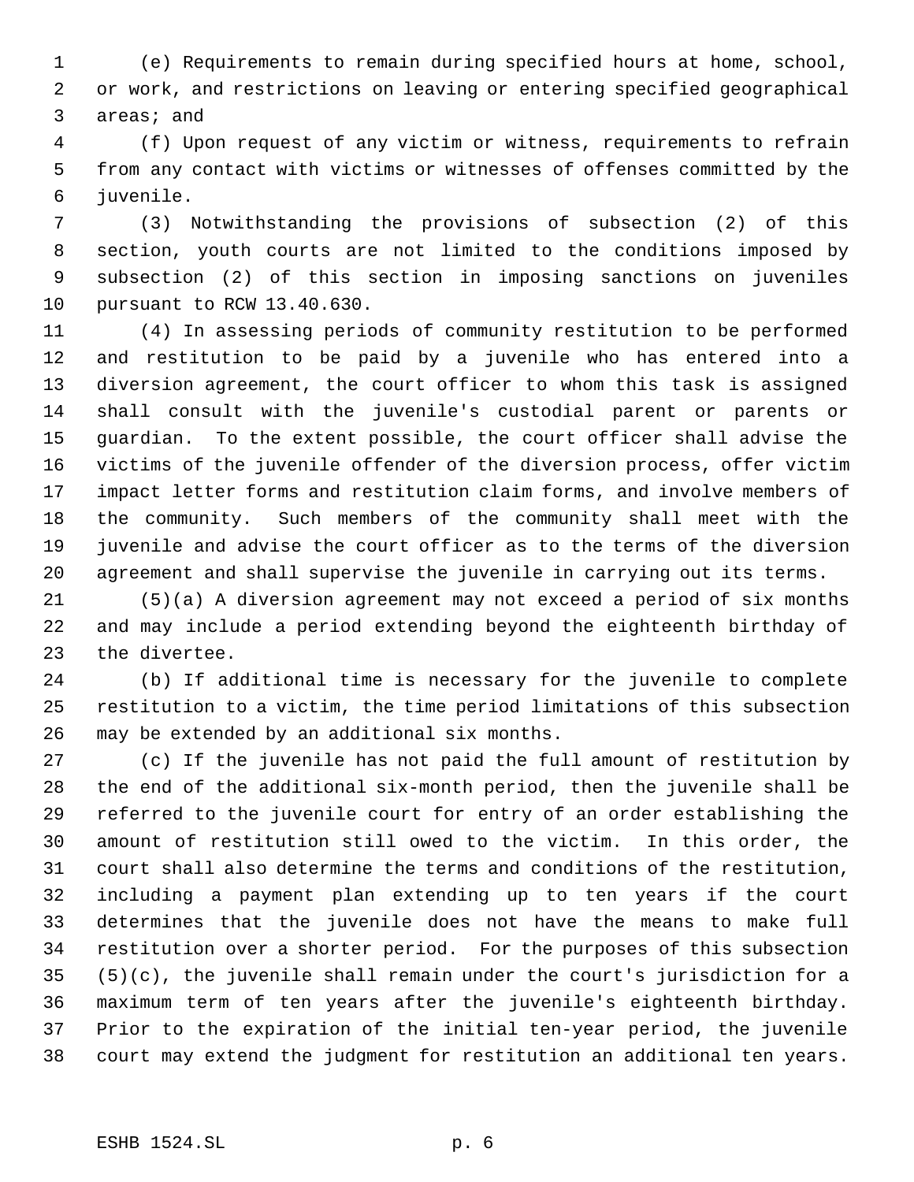(e) Requirements to remain during specified hours at home, school, or work, and restrictions on leaving or entering specified geographical areas; and

(f) Upon request of any victim or witness, requirements to refrain from any contact with victims or witnesses of offenses committed by the juvenile.

(3) Notwithstanding the provisions of subsection (2) of this section, youth courts are not limited to the conditions imposed by subsection (2) of this section in imposing sanctions on juveniles pursuant to RCW 13.40.630.

(4) In assessing periods of community restitution to be performed and restitution to be paid by a juvenile who has entered into a diversion agreement, the court officer to whom this task is assigned shall consult with the juvenile's custodial parent or parents or guardian. To the extent possible, the court officer shall advise the victims of the juvenile offender of the diversion process, offer victim impact letter forms and restitution claim forms, and involve members of the community. Such members of the community shall meet with the juvenile and advise the court officer as to the terms of the diversion agreement and shall supervise the juvenile in carrying out its terms.

(5)(a) A diversion agreement may not exceed a period of six months and may include a period extending beyond the eighteenth birthday of the divertee.

(b) If additional time is necessary for the juvenile to complete restitution to a victim, the time period limitations of this subsection may be extended by an additional six months.

(c) If the juvenile has not paid the full amount of restitution by the end of the additional six-month period, then the juvenile shall be referred to the juvenile court for entry of an order establishing the amount of restitution still owed to the victim. In this order, the court shall also determine the terms and conditions of the restitution, including a payment plan extending up to ten years if the court determines that the juvenile does not have the means to make full restitution over a shorter period. For the purposes of this subsection (5)(c), the juvenile shall remain under the court's jurisdiction for a maximum term of ten years after the juvenile's eighteenth birthday. Prior to the expiration of the initial ten-year period, the juvenile court may extend the judgment for restitution an additional ten years.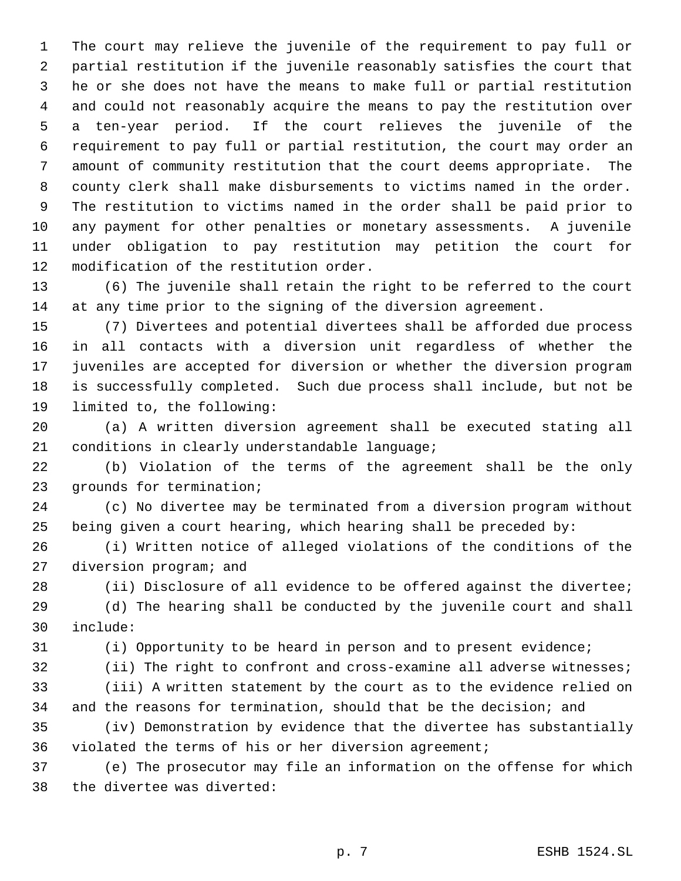The court may relieve the juvenile of the requirement to pay full or partial restitution if the juvenile reasonably satisfies the court that he or she does not have the means to make full or partial restitution and could not reasonably acquire the means to pay the restitution over a ten-year period. If the court relieves the juvenile of the requirement to pay full or partial restitution, the court may order an amount of community restitution that the court deems appropriate. The county clerk shall make disbursements to victims named in the order. The restitution to victims named in the order shall be paid prior to any payment for other penalties or monetary assessments. A juvenile under obligation to pay restitution may petition the court for modification of the restitution order.

(6) The juvenile shall retain the right to be referred to the court at any time prior to the signing of the diversion agreement.

(7) Divertees and potential divertees shall be afforded due process in all contacts with a diversion unit regardless of whether the juveniles are accepted for diversion or whether the diversion program is successfully completed. Such due process shall include, but not be limited to, the following:

(a) A written diversion agreement shall be executed stating all conditions in clearly understandable language;

(b) Violation of the terms of the agreement shall be the only grounds for termination;

(c) No divertee may be terminated from a diversion program without being given a court hearing, which hearing shall be preceded by:

(i) Written notice of alleged violations of the conditions of the diversion program; and

(ii) Disclosure of all evidence to be offered against the divertee;

(d) The hearing shall be conducted by the juvenile court and shall include:

(i) Opportunity to be heard in person and to present evidence;

(ii) The right to confront and cross-examine all adverse witnesses;

(iii) A written statement by the court as to the evidence relied on and the reasons for termination, should that be the decision; and

(iv) Demonstration by evidence that the divertee has substantially violated the terms of his or her diversion agreement;

(e) The prosecutor may file an information on the offense for which the divertee was diverted: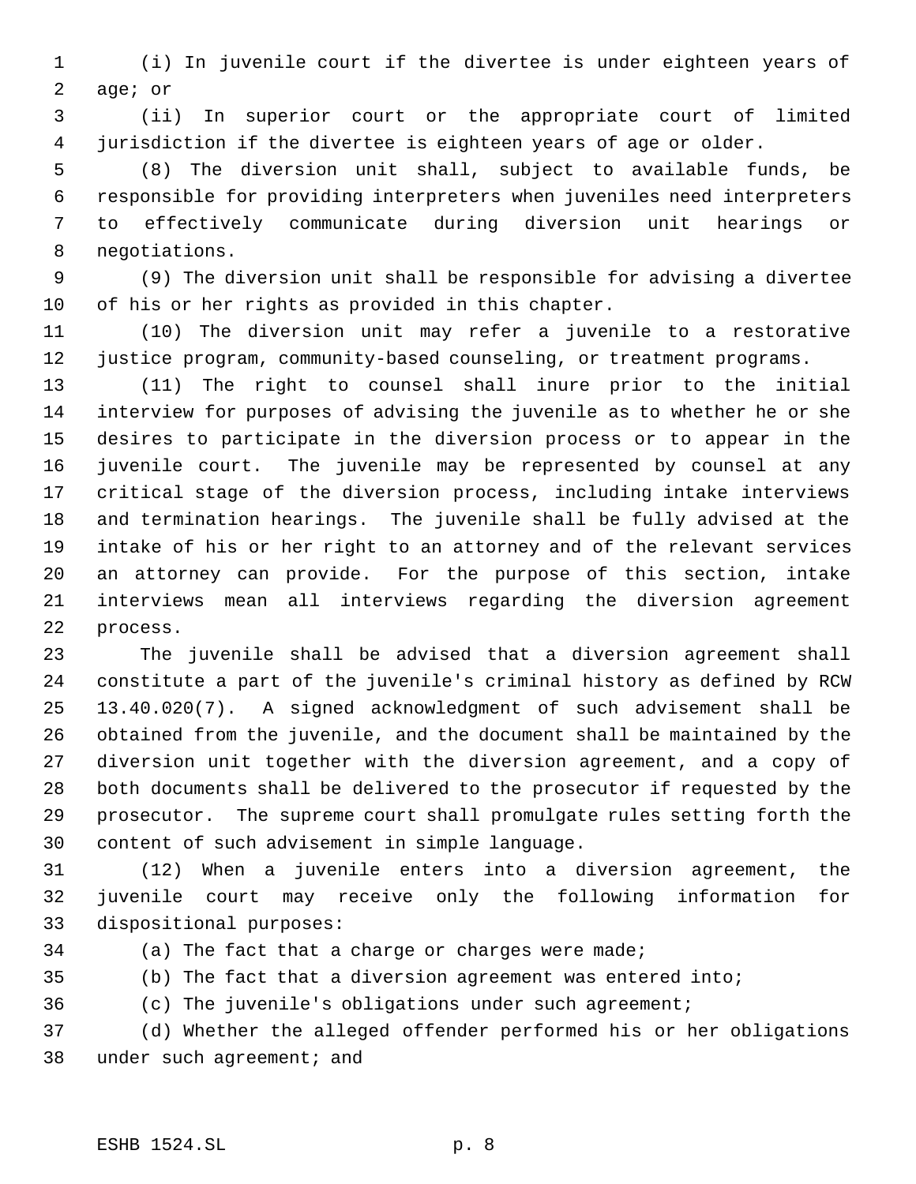(i) In juvenile court if the divertee is under eighteen years of age; or

(ii) In superior court or the appropriate court of limited jurisdiction if the divertee is eighteen years of age or older.

(8) The diversion unit shall, subject to available funds, be responsible for providing interpreters when juveniles need interpreters to effectively communicate during diversion unit hearings or negotiations.

(9) The diversion unit shall be responsible for advising a divertee of his or her rights as provided in this chapter.

(10) The diversion unit may refer a juvenile to a restorative justice program, community-based counseling, or treatment programs.

(11) The right to counsel shall inure prior to the initial interview for purposes of advising the juvenile as to whether he or she desires to participate in the diversion process or to appear in the juvenile court. The juvenile may be represented by counsel at any critical stage of the diversion process, including intake interviews and termination hearings. The juvenile shall be fully advised at the intake of his or her right to an attorney and of the relevant services an attorney can provide. For the purpose of this section, intake interviews mean all interviews regarding the diversion agreement process.

The juvenile shall be advised that a diversion agreement shall constitute a part of the juvenile's criminal history as defined by RCW 13.40.020(7). A signed acknowledgment of such advisement shall be obtained from the juvenile, and the document shall be maintained by the diversion unit together with the diversion agreement, and a copy of both documents shall be delivered to the prosecutor if requested by the prosecutor. The supreme court shall promulgate rules setting forth the content of such advisement in simple language.

(12) When a juvenile enters into a diversion agreement, the juvenile court may receive only the following information for dispositional purposes:

(a) The fact that a charge or charges were made;

(b) The fact that a diversion agreement was entered into;

(c) The juvenile's obligations under such agreement;

(d) Whether the alleged offender performed his or her obligations under such agreement; and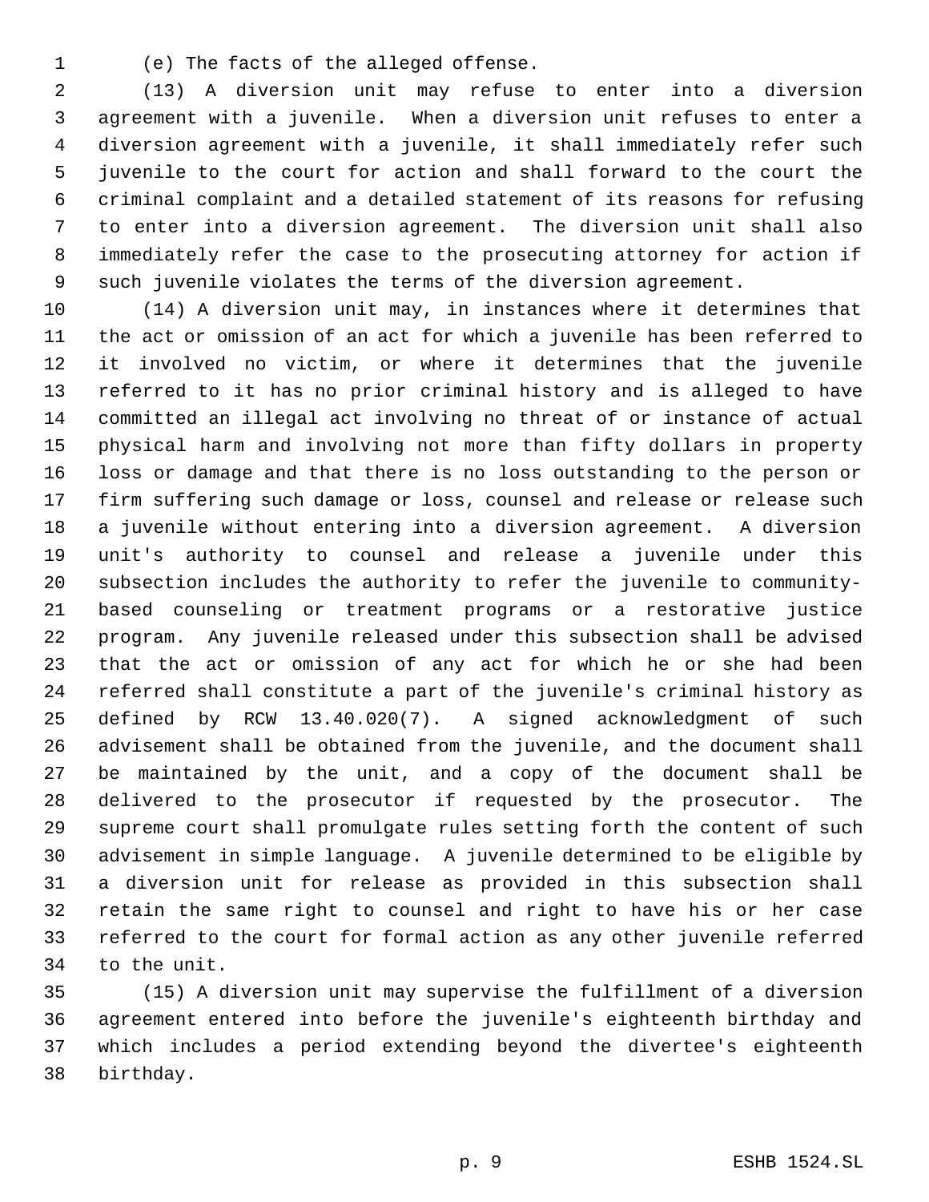(e) The facts of the alleged offense.

(13) A diversion unit may refuse to enter into a diversion agreement with a juvenile. When a diversion unit refuses to enter a diversion agreement with a juvenile, it shall immediately refer such juvenile to the court for action and shall forward to the court the criminal complaint and a detailed statement of its reasons for refusing to enter into a diversion agreement. The diversion unit shall also immediately refer the case to the prosecuting attorney for action if such juvenile violates the terms of the diversion agreement.

(14) A diversion unit may, in instances where it determines that the act or omission of an act for which a juvenile has been referred to it involved no victim, or where it determines that the juvenile referred to it has no prior criminal history and is alleged to have committed an illegal act involving no threat of or instance of actual physical harm and involving not more than fifty dollars in property loss or damage and that there is no loss outstanding to the person or firm suffering such damage or loss, counsel and release or release such a juvenile without entering into a diversion agreement. A diversion unit's authority to counsel and release a juvenile under this subsection includes the authority to refer the juvenile to community-based counseling or treatment programs or a restorative justice program. Any juvenile released under this subsection shall be advised that the act or omission of any act for which he or she had been referred shall constitute a part of the juvenile's criminal history as defined by RCW 13.40.020(7). A signed acknowledgment of such advisement shall be obtained from the juvenile, and the document shall be maintained by the unit, and a copy of the document shall be delivered to the prosecutor if requested by the prosecutor. The supreme court shall promulgate rules setting forth the content of such advisement in simple language. A juvenile determined to be eligible by a diversion unit for release as provided in this subsection shall retain the same right to counsel and right to have his or her case referred to the court for formal action as any other juvenile referred to the unit.

(15) A diversion unit may supervise the fulfillment of a diversion agreement entered into before the juvenile's eighteenth birthday and which includes a period extending beyond the divertee's eighteenth birthday.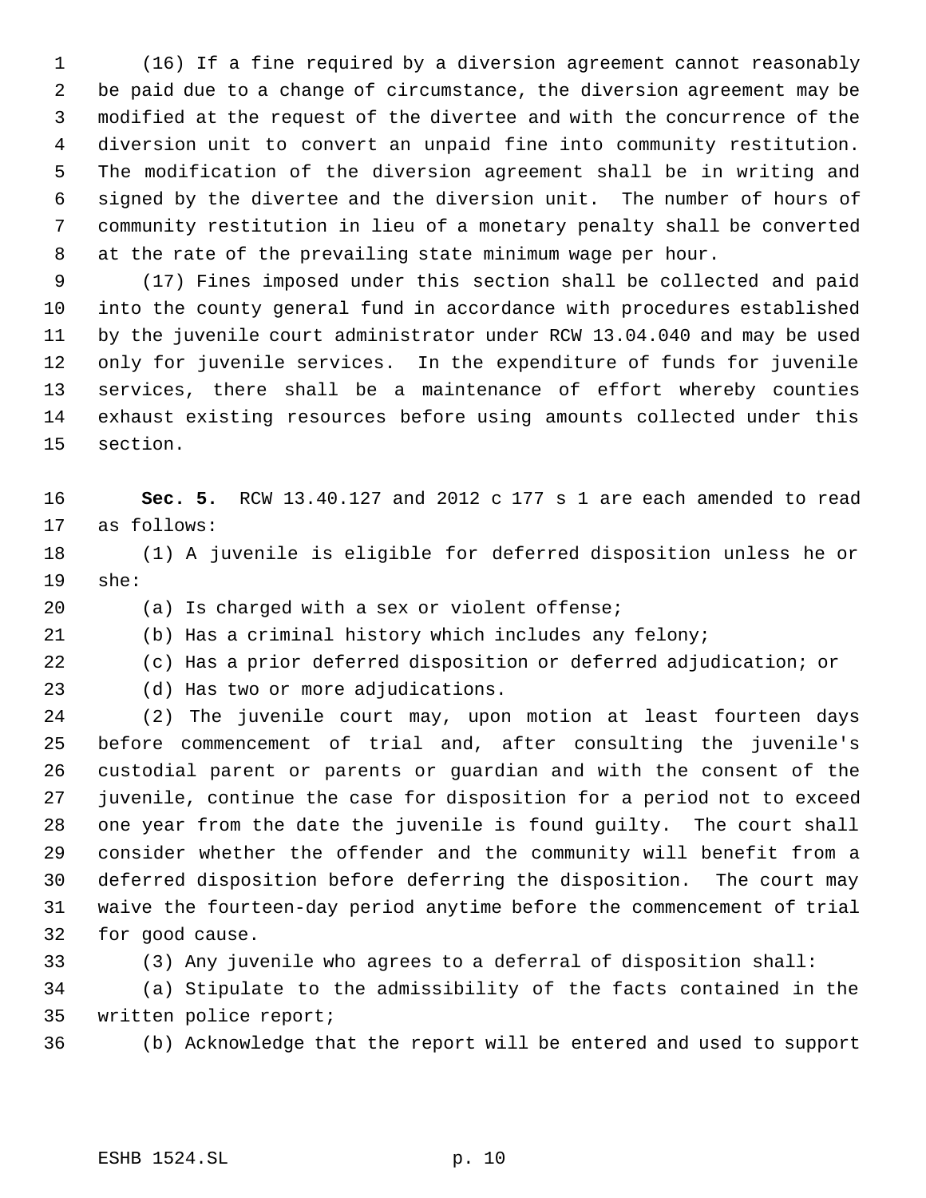(16) If a fine required by a diversion agreement cannot reasonably be paid due to a change of circumstance, the diversion agreement may be modified at the request of the divertee and with the concurrence of the diversion unit to convert an unpaid fine into community restitution. The modification of the diversion agreement shall be in writing and signed by the divertee and the diversion unit. The number of hours of community restitution in lieu of a monetary penalty shall be converted at the rate of the prevailing state minimum wage per hour.

(17) Fines imposed under this section shall be collected and paid into the county general fund in accordance with procedures established by the juvenile court administrator under RCW 13.04.040 and may be used only for juvenile services. In the expenditure of funds for juvenile services, there shall be a maintenance of effort whereby counties exhaust existing resources before using amounts collected under this section.

**Sec. 5.** RCW 13.40.127 and 2012 c 177 s 1 are each amended to read as follows:

(1) A juvenile is eligible for deferred disposition unless he or she:

(a) Is charged with a sex or violent offense;

(b) Has a criminal history which includes any felony;

(c) Has a prior deferred disposition or deferred adjudication; or

(d) Has two or more adjudications.

(2) The juvenile court may, upon motion at least fourteen days before commencement of trial and, after consulting the juvenile's custodial parent or parents or guardian and with the consent of the juvenile, continue the case for disposition for a period not to exceed one year from the date the juvenile is found guilty. The court shall consider whether the offender and the community will benefit from a deferred disposition before deferring the disposition. The court may waive the fourteen-day period anytime before the commencement of trial for good cause.

(3) Any juvenile who agrees to a deferral of disposition shall:

(a) Stipulate to the admissibility of the facts contained in the written police report;

(b) Acknowledge that the report will be entered and used to support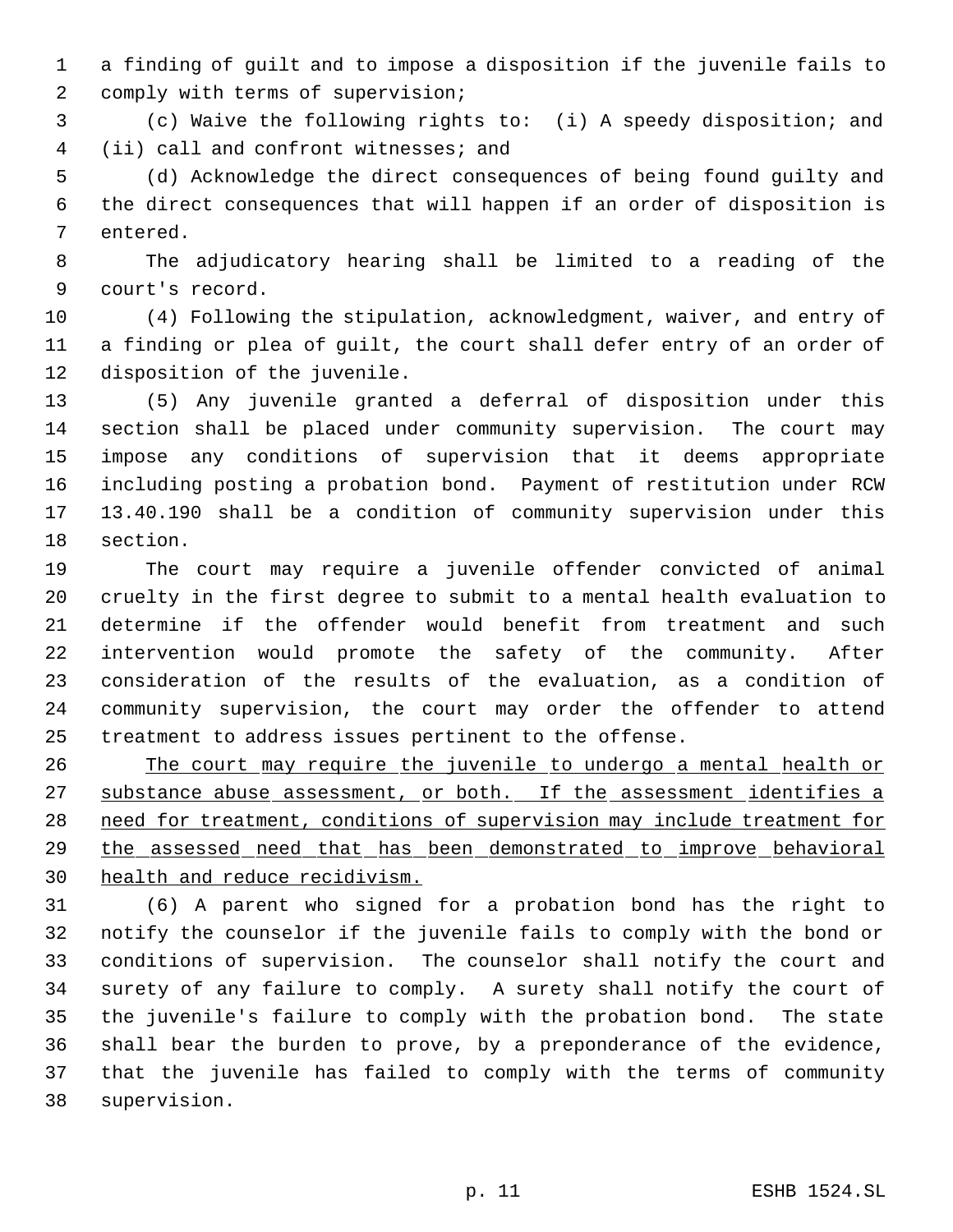a finding of guilt and to impose a disposition if the juvenile fails to comply with terms of supervision;

(c) Waive the following rights to: (i) A speedy disposition; and (ii) call and confront witnesses; and

(d) Acknowledge the direct consequences of being found guilty and the direct consequences that will happen if an order of disposition is entered.

The adjudicatory hearing shall be limited to a reading of the court's record.

(4) Following the stipulation, acknowledgment, waiver, and entry of a finding or plea of guilt, the court shall defer entry of an order of disposition of the juvenile.

(5) Any juvenile granted a deferral of disposition under this section shall be placed under community supervision. The court may impose any conditions of supervision that it deems appropriate including posting a probation bond. Payment of restitution under RCW 13.40.190 shall be a condition of community supervision under this section.

The court may require a juvenile offender convicted of animal cruelty in the first degree to submit to a mental health evaluation to determine if the offender would benefit from treatment and such intervention would promote the safety of the community. After consideration of the results of the evaluation, as a condition of community supervision, the court may order the offender to attend treatment to address issues pertinent to the offense.

<u>The court may require the juvenile to undergo a mental health or substance abuse assessment, or both. If the assessment identifies a need for treatment, conditions of supervision may include treatment for the assessed need that has been demonstrated to improve behavioral health and reduce recidivism.</u>

(6) A parent who signed for a probation bond has the right to notify the counselor if the juvenile fails to comply with the bond or conditions of supervision. The counselor shall notify the court and surety of any failure to comply. A surety shall notify the court of the juvenile's failure to comply with the probation bond. The state shall bear the burden to prove, by a preponderance of the evidence, that the juvenile has failed to comply with the terms of community supervision.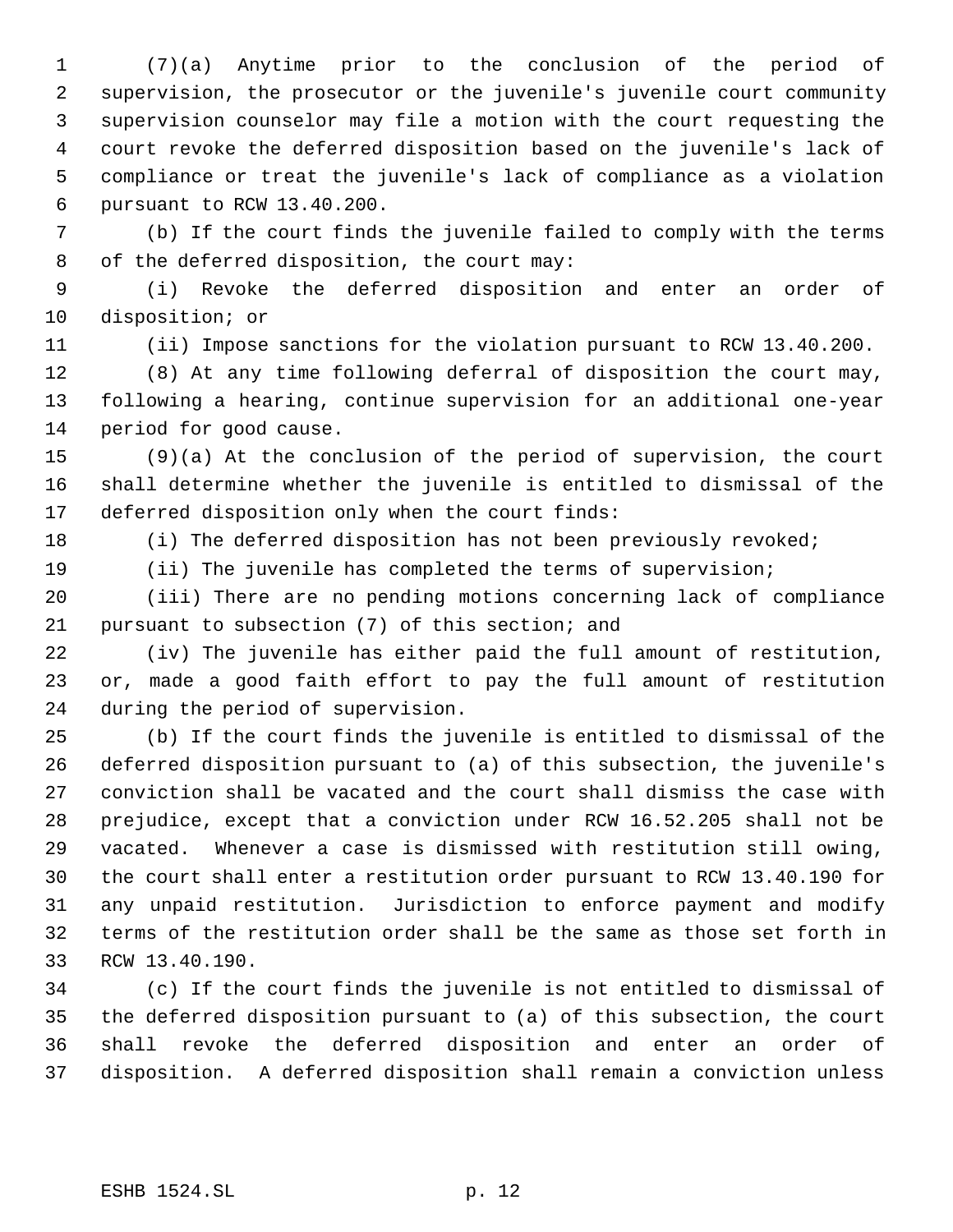(7)(a) Anytime prior to the conclusion of the period of supervision, the prosecutor or the juvenile's juvenile court community supervision counselor may file a motion with the court requesting the court revoke the deferred disposition based on the juvenile's lack of compliance or treat the juvenile's lack of compliance as a violation pursuant to RCW 13.40.200.

(b) If the court finds the juvenile failed to comply with the terms of the deferred disposition, the court may:

(i) Revoke the deferred disposition and enter an order of disposition; or

(ii) Impose sanctions for the violation pursuant to RCW 13.40.200.

(8) At any time following deferral of disposition the court may, following a hearing, continue supervision for an additional one-year period for good cause.

(9)(a) At the conclusion of the period of supervision, the court shall determine whether the juvenile is entitled to dismissal of the deferred disposition only when the court finds:

(i) The deferred disposition has not been previously revoked;

(ii) The juvenile has completed the terms of supervision;

(iii) There are no pending motions concerning lack of compliance pursuant to subsection (7) of this section; and

(iv) The juvenile has either paid the full amount of restitution, or, made a good faith effort to pay the full amount of restitution during the period of supervision.

(b) If the court finds the juvenile is entitled to dismissal of the deferred disposition pursuant to (a) of this subsection, the juvenile's conviction shall be vacated and the court shall dismiss the case with prejudice, except that a conviction under RCW 16.52.205 shall not be vacated. Whenever a case is dismissed with restitution still owing, the court shall enter a restitution order pursuant to RCW 13.40.190 for any unpaid restitution. Jurisdiction to enforce payment and modify terms of the restitution order shall be the same as those set forth in RCW 13.40.190.

(c) If the court finds the juvenile is not entitled to dismissal of the deferred disposition pursuant to (a) of this subsection, the court shall revoke the deferred disposition and enter an order of disposition. A deferred disposition shall remain a conviction unless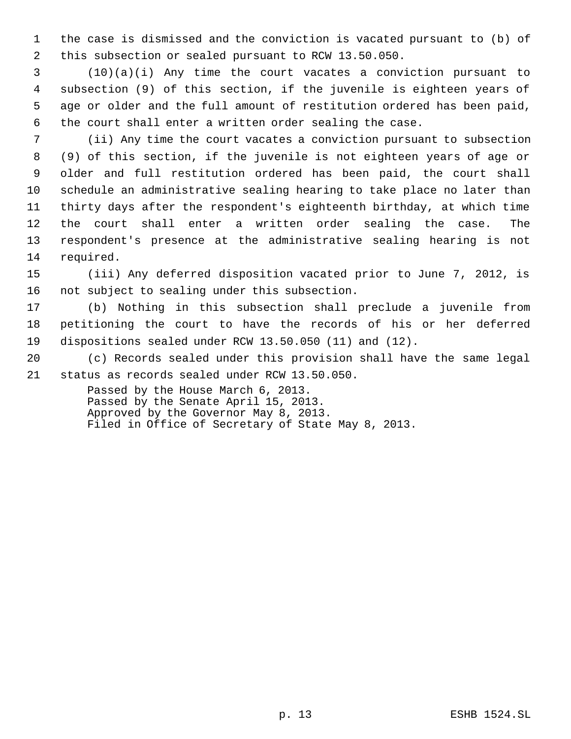the case is dismissed and the conviction is vacated pursuant to (b) of this subsection or sealed pursuant to RCW 13.50.050.

(10)(a)(i) Any time the court vacates a conviction pursuant to subsection (9) of this section, if the juvenile is eighteen years of age or older and the full amount of restitution ordered has been paid, the court shall enter a written order sealing the case.

(ii) Any time the court vacates a conviction pursuant to subsection (9) of this section, if the juvenile is not eighteen years of age or older and full restitution ordered has been paid, the court shall schedule an administrative sealing hearing to take place no later than thirty days after the respondent's eighteenth birthday, at which time the court shall enter a written order sealing the case. The respondent's presence at the administrative sealing hearing is not required.

(iii) Any deferred disposition vacated prior to June 7, 2012, is not subject to sealing under this subsection.

(b) Nothing in this subsection shall preclude a juvenile from petitioning the court to have the records of his or her deferred dispositions sealed under RCW 13.50.050 (11) and (12).

(c) Records sealed under this provision shall have the same legal status as records sealed under RCW 13.50.050.

Passed by the House March 6, 2013.
Passed by the Senate April 15, 2013.
Approved by the Governor May 8, 2013.
Filed in Office of Secretary of State May 8, 2013.